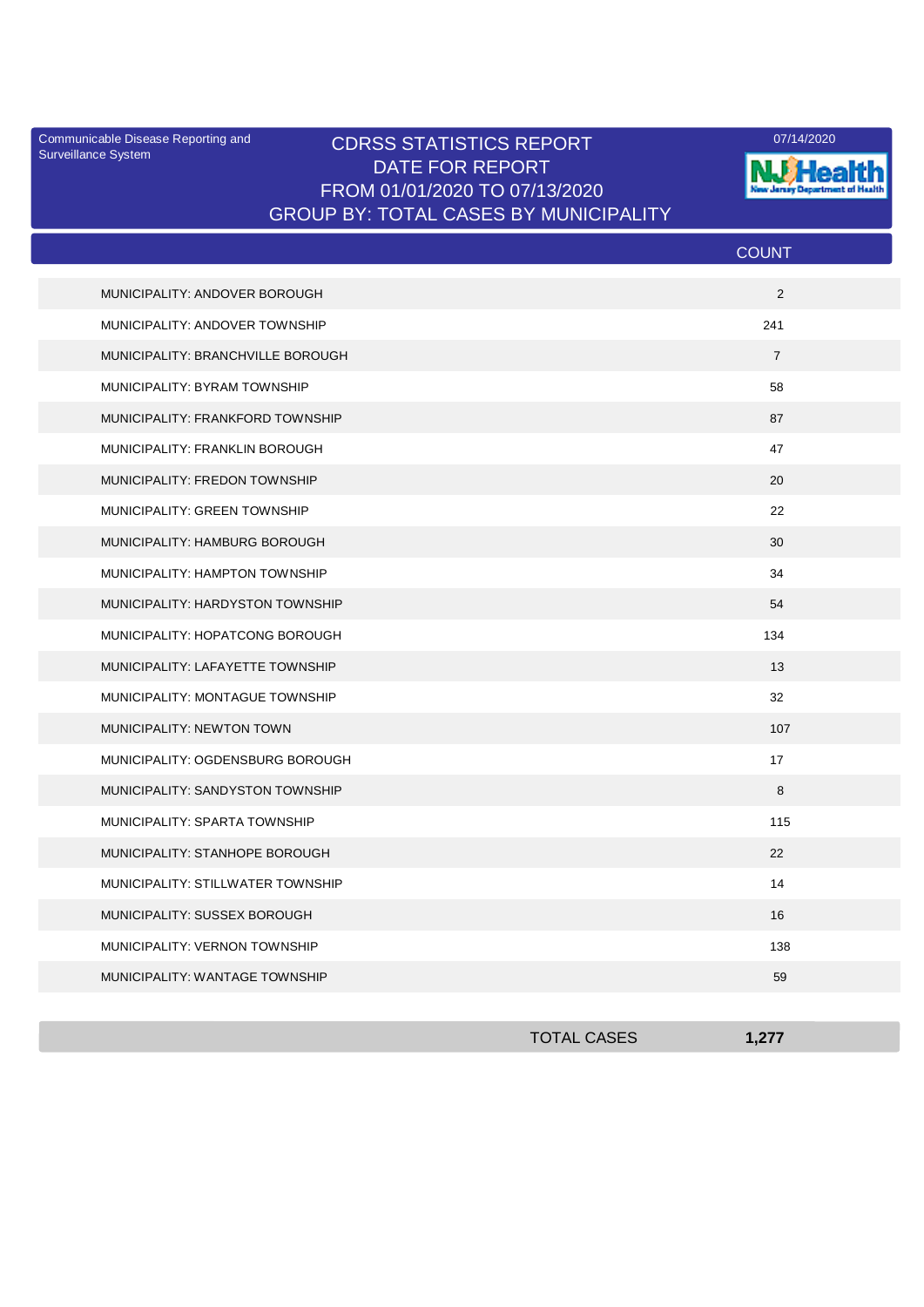Communicable Disease Reporting and Surveillance System

# CDRSS STATISTICS REPORT

DATE FOR REPORT
FROM 01/01/2020 TO 07/13/2020
GROUP BY: TOTAL CASES BY MUNICIPALITY

07/14/2020

NJ Health
New Jersey Department of Health

| | COUNT |
|---|---|
| MUNICIPALITY: ANDOVER BOROUGH | 2 |
| MUNICIPALITY: ANDOVER TOWNSHIP | 241 |
| MUNICIPALITY: BRANCHVILLE BOROUGH | 7 |
| MUNICIPALITY: BYRAM TOWNSHIP | 58 |
| MUNICIPALITY: FRANKFORD TOWNSHIP | 87 |
| MUNICIPALITY: FRANKLIN BOROUGH | 47 |
| MUNICIPALITY: FREDON TOWNSHIP | 20 |
| MUNICIPALITY: GREEN TOWNSHIP | 22 |
| MUNICIPALITY: HAMBURG BOROUGH | 30 |
| MUNICIPALITY: HAMPTON TOWNSHIP | 34 |
| MUNICIPALITY: HARDYSTON TOWNSHIP | 54 |
| MUNICIPALITY: HOPATCONG BOROUGH | 134 |
| MUNICIPALITY: LAFAYETTE TOWNSHIP | 13 |
| MUNICIPALITY: MONTAGUE TOWNSHIP | 32 |
| MUNICIPALITY: NEWTON TOWN | 107 |
| MUNICIPALITY: OGDENSBURG BOROUGH | 17 |
| MUNICIPALITY: SANDYSTON TOWNSHIP | 8 |
| MUNICIPALITY: SPARTA TOWNSHIP | 115 |
| MUNICIPALITY: STANHOPE BOROUGH | 22 |
| MUNICIPALITY: STILLWATER TOWNSHIP | 14 |
| MUNICIPALITY: SUSSEX BOROUGH | 16 |
| MUNICIPALITY: VERNON TOWNSHIP | 138 |
| MUNICIPALITY: WANTAGE TOWNSHIP | 59 |
| TOTAL CASES | **1,277** |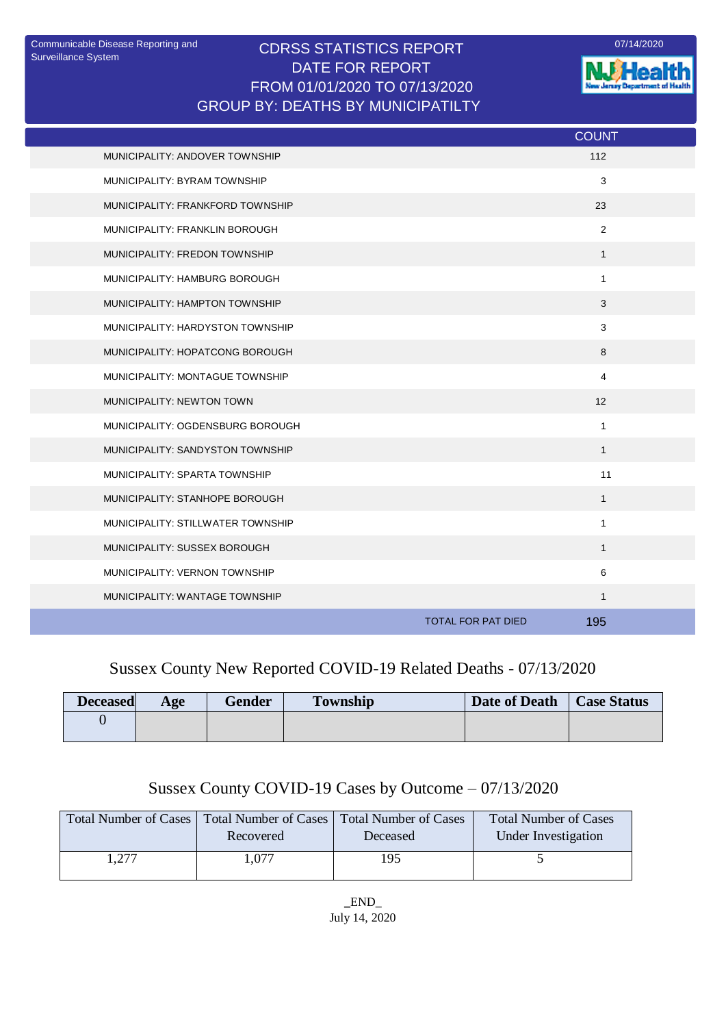Communicable Disease Reporting and Surveillance System

# CDRSS STATISTICS REPORT
# DATE FOR REPORT
# FROM 01/01/2020 TO 07/13/2020
# GROUP BY: DEATHS BY MUNICIPATILTY

07/14/2020

NJ Health
New Jersey Department of Health

| | COUNT |
|---|---|
| MUNICIPALITY: ANDOVER TOWNSHIP | 112 |
| MUNICIPALITY: BYRAM TOWNSHIP | 3 |
| MUNICIPALITY: FRANKFORD TOWNSHIP | 23 |
| MUNICIPALITY: FRANKLIN BOROUGH | 2 |
| MUNICIPALITY: FREDON TOWNSHIP | 1 |
| MUNICIPALITY: HAMBURG BOROUGH | 1 |
| MUNICIPALITY: HAMPTON TOWNSHIP | 3 |
| MUNICIPALITY: HARDYSTON TOWNSHIP | 3 |
| MUNICIPALITY: HOPATCONG BOROUGH | 8 |
| MUNICIPALITY: MONTAGUE TOWNSHIP | 4 |
| MUNICIPALITY: NEWTON TOWN | 12 |
| MUNICIPALITY: OGDENSBURG BOROUGH | 1 |
| MUNICIPALITY: SANDYSTON TOWNSHIP | 1 |
| MUNICIPALITY: SPARTA TOWNSHIP | 11 |
| MUNICIPALITY: STANHOPE BOROUGH | 1 |
| MUNICIPALITY: STILLWATER TOWNSHIP | 1 |
| MUNICIPALITY: SUSSEX BOROUGH | 1 |
| MUNICIPALITY: VERNON TOWNSHIP | 6 |
| MUNICIPALITY: WANTAGE TOWNSHIP | 1 |
| TOTAL FOR PAT DIED | 195 |

## Sussex County New Reported COVID-19 Related Deaths - 07/13/2020

| Deceased | Age | Gender | Township | Date of Death | Case Status |
|---|---|---|---|---|---|
| 0 | | | | | |

## Sussex County COVID-19 Cases by Outcome – 07/13/2020

| Total Number of Cases | Total Number of Cases Recovered | Total Number of Cases Deceased | Total Number of Cases Under Investigation |
|---|---|---|---|
| 1,277 | 1,077 | 195 | 5 |

_END_
July 14, 2020